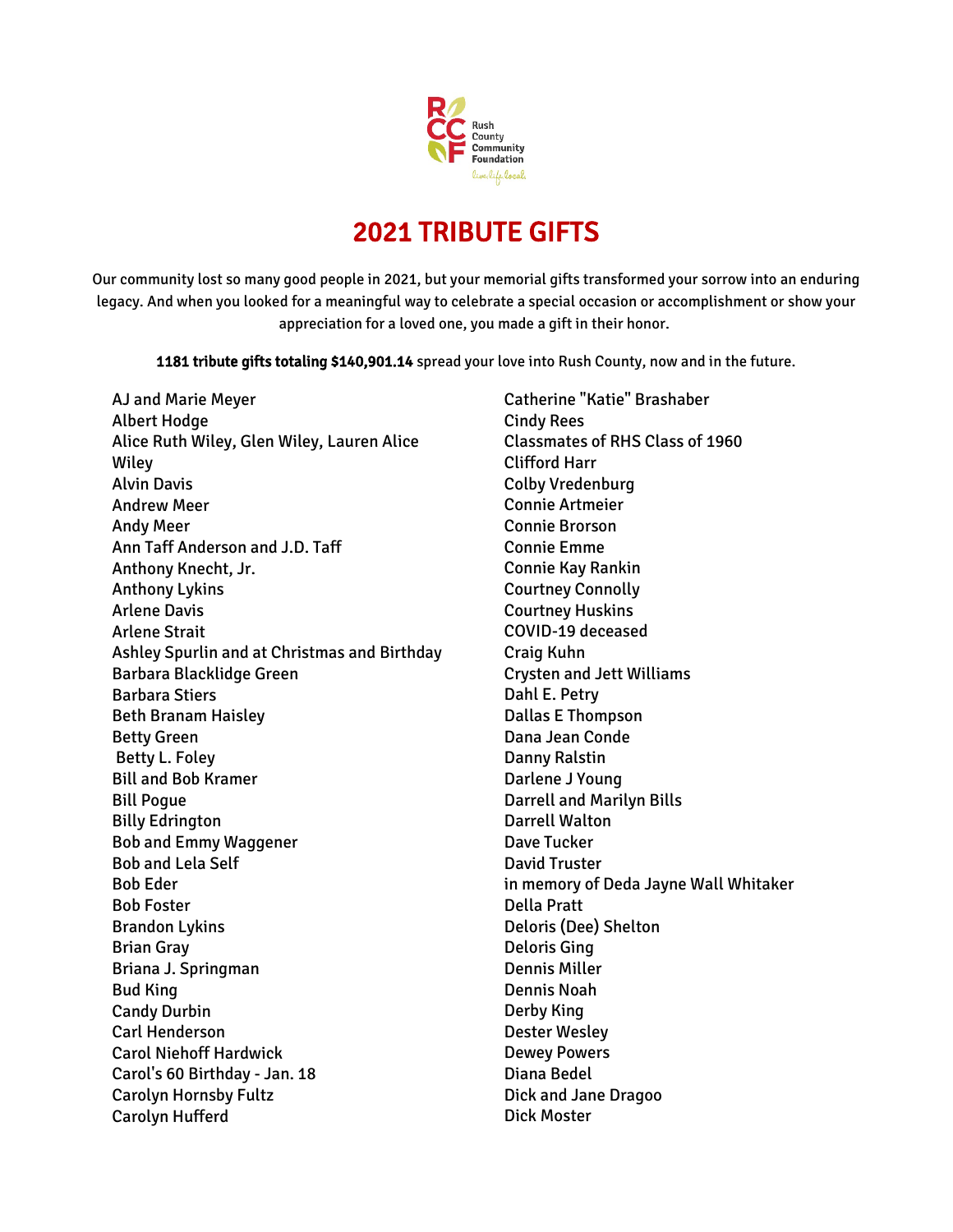Rush County Community Foundation

live.life.local.

# 2021 TRIBUTE GIFTS

Our community lost so many good people in 2021, but your memorial gifts transformed your sorrow into an enduring legacy. And when you looked for a meaningful way to celebrate a special occasion or accomplishment or show your appreciation for a loved one, you made a gift in their honor.

**1181 tribute gifts totaling $140,901.14** spread your love into Rush County, now and in the future.

AJ and Marie Meyer
Albert Hodge
Alice Ruth Wiley, Glen Wiley, Lauren Alice Wiley
Alvin Davis
Andrew Meer
Andy Meer
Ann Taff Anderson and J.D. Taff
Anthony Knecht, Jr.
Anthony Lykins
Arlene Davis
Arlene Strait
Ashley Spurlin and at Christmas and Birthday
Barbara Blacklidge Green
Barbara Stiers
Beth Branam Haisley
Betty Green
Betty L. Foley
Bill and Bob Kramer
Bill Pogue
Billy Edrington
Bob and Emmy Waggener
Bob and Lela Self
Bob Eder
Bob Foster
Brandon Lykins
Brian Gray
Briana J. Springman
Bud King
Candy Durbin
Carl Henderson
Carol Niehoff Hardwick
Carol's 60 Birthday - Jan. 18
Carolyn Hornsby Fultz
Carolyn Hufferd
Catherine "Katie" Brashaber
Cindy Rees
Classmates of RHS Class of 1960
Clifford Harr
Colby Vredenburg
Connie Artmeier
Connie Brorson
Connie Emme
Connie Kay Rankin
Courtney Connolly
Courtney Huskins
COVID-19 deceased
Craig Kuhn
Crysten and Jett Williams
Dahl E. Petry
Dallas E Thompson
Dana Jean Conde
Danny Ralstin
Darlene J Young
Darrell and Marilyn Bills
Darrell Walton
Dave Tucker
David Truster
in memory of Deda Jayne Wall Whitaker
Della Pratt
Deloris (Dee) Shelton
Deloris Ging
Dennis Miller
Dennis Noah
Derby King
Dester Wesley
Dewey Powers
Diana Bedel
Dick and Jane Dragoo
Dick Moster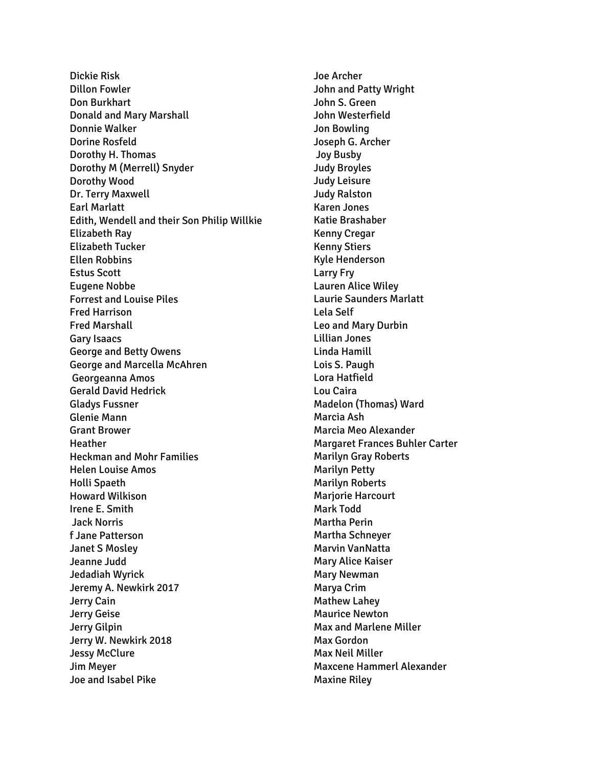Dickie Risk
Dillon Fowler
Don Burkhart
Donald and Mary Marshall
Donnie Walker
Dorine Rosfeld
Dorothy H. Thomas
Dorothy M (Merrell) Snyder
Dorothy Wood
Dr. Terry Maxwell
Earl Marlatt
Edith, Wendell and their Son Philip Willkie
Elizabeth Ray
Elizabeth Tucker
Ellen Robbins
Estus Scott
Eugene Nobbe
Forrest and Louise Piles
Fred Harrison
Fred Marshall
Gary Isaacs
George and Betty Owens
George and Marcella McAhren
Georgeanna Amos
Gerald David Hedrick
Gladys Fussner
Glenie Mann
Grant Brower
Heather
Heckman and Mohr Families
Helen Louise Amos
Holli Spaeth
Howard Wilkison
Irene E. Smith
Jack Norris
f Jane Patterson
Janet S Mosley
Jeanne Judd
Jedadiah Wyrick
Jeremy A. Newkirk 2017
Jerry Cain
Jerry Geise
Jerry Gilpin
Jerry W. Newkirk 2018
Jessy McClure
Jim Meyer
Joe and Isabel Pike
Joe Archer
John and Patty Wright
John S. Green
John Westerfield
Jon Bowling
Joseph G. Archer
Joy Busby
Judy Broyles
Judy Leisure
Judy Ralston
Karen Jones
Katie Brashaber
Kenny Cregar
Kenny Stiers
Kyle Henderson
Larry Fry
Lauren Alice Wiley
Laurie Saunders Marlatt
Lela Self
Leo and Mary Durbin
Lillian Jones
Linda Hamill
Lois S. Paugh
Lora Hatfield
Lou Caira
Madelon (Thomas) Ward
Marcia Ash
Marcia Meo Alexander
Margaret Frances Buhler Carter
Marilyn Gray Roberts
Marilyn Petty
Marilyn Roberts
Marjorie Harcourt
Mark Todd
Martha Perin
Martha Schneyer
Marvin VanNatta
Mary Alice Kaiser
Mary Newman
Marya Crim
Mathew Lahey
Maurice Newton
Max and Marlene Miller
Max Gordon
Max Neil Miller
Maxcene Hammerl Alexander
Maxine Riley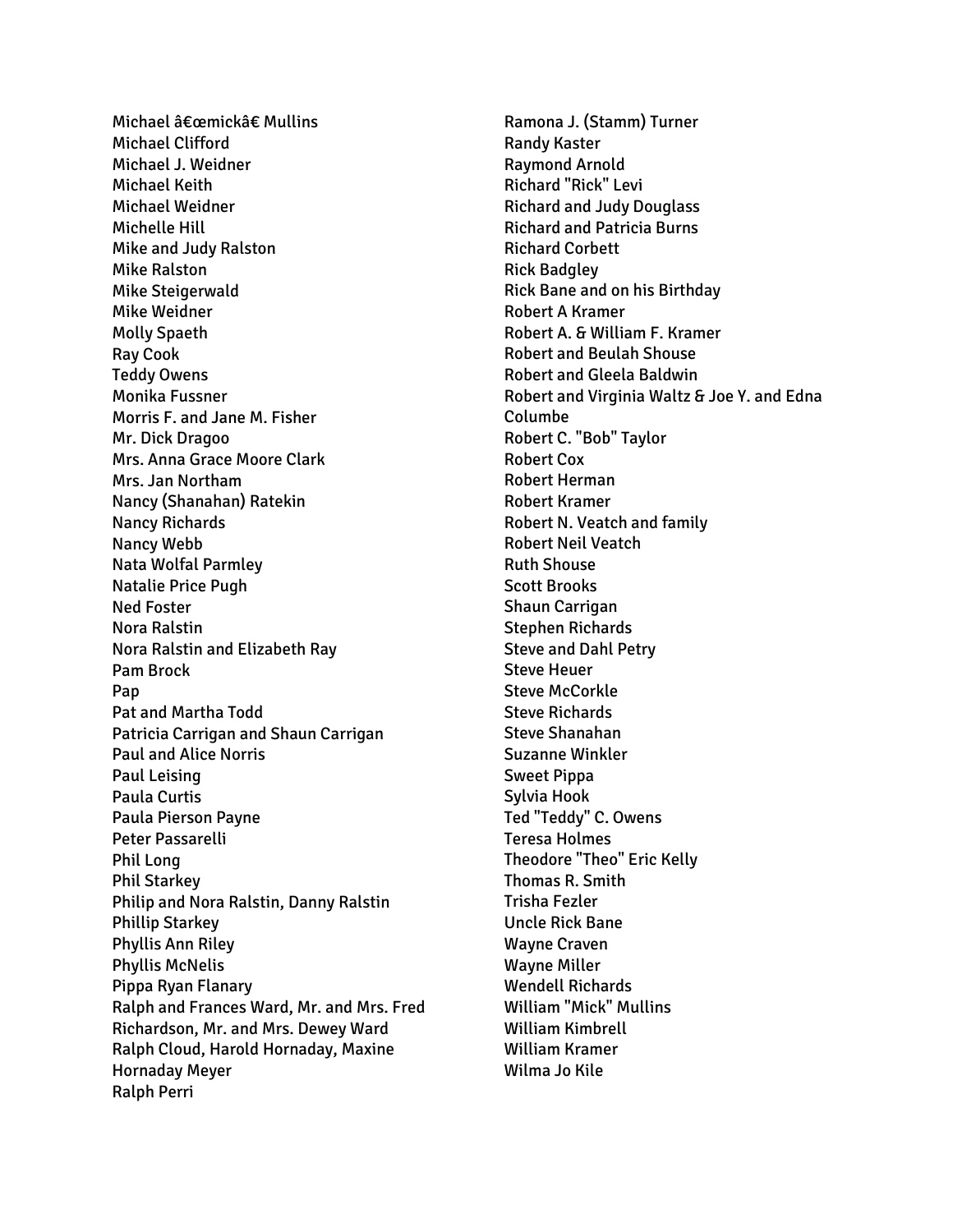Michael â€œmickâ€ Mullins
Michael Clifford
Michael J. Weidner
Michael Keith
Michael Weidner
Michelle Hill
Mike and Judy Ralston
Mike Ralston
Mike Steigerwald
Mike Weidner
Molly Spaeth
Ray Cook
Teddy Owens
Monika Fussner
Morris F. and Jane M. Fisher
Mr. Dick Dragoo
Mrs. Anna Grace Moore Clark
Mrs. Jan Northam
Nancy (Shanahan) Ratekin
Nancy Richards
Nancy Webb
Nata Wolfal Parmley
Natalie Price Pugh
Ned Foster
Nora Ralstin
Nora Ralstin and Elizabeth Ray
Pam Brock
Pap
Pat and Martha Todd
Patricia Carrigan and Shaun Carrigan
Paul and Alice Norris
Paul Leising
Paula Curtis
Paula Pierson Payne
Peter Passarelli
Phil Long
Phil Starkey
Philip and Nora Ralstin, Danny Ralstin
Phillip Starkey
Phyllis Ann Riley
Phyllis McNelis
Pippa Ryan Flanary
Ralph and Frances Ward, Mr. and Mrs. Fred Richardson, Mr. and Mrs. Dewey Ward
Ralph Cloud, Harold Hornaday, Maxine Hornaday Meyer
Ralph Perri
Ramona J. (Stamm) Turner
Randy Kaster
Raymond Arnold
Richard "Rick" Levi
Richard and Judy Douglass
Richard and Patricia Burns
Richard Corbett
Rick Badgley
Rick Bane and on his Birthday
Robert A Kramer
Robert A. & William F. Kramer
Robert and Beulah Shouse
Robert and Gleela Baldwin
Robert and Virginia Waltz & Joe Y. and Edna Columbe
Robert C. "Bob" Taylor
Robert Cox
Robert Herman
Robert Kramer
Robert N. Veatch and family
Robert Neil Veatch
Ruth Shouse
Scott Brooks
Shaun Carrigan
Stephen Richards
Steve and Dahl Petry
Steve Heuer
Steve McCorkle
Steve Richards
Steve Shanahan
Suzanne Winkler
Sweet Pippa
Sylvia Hook
Ted "Teddy" C. Owens
Teresa Holmes
Theodore "Theo" Eric Kelly
Thomas R. Smith
Trisha Fezler
Uncle Rick Bane
Wayne Craven
Wayne Miller
Wendell Richards
William "Mick" Mullins
William Kimbrell
William Kramer
Wilma Jo Kile